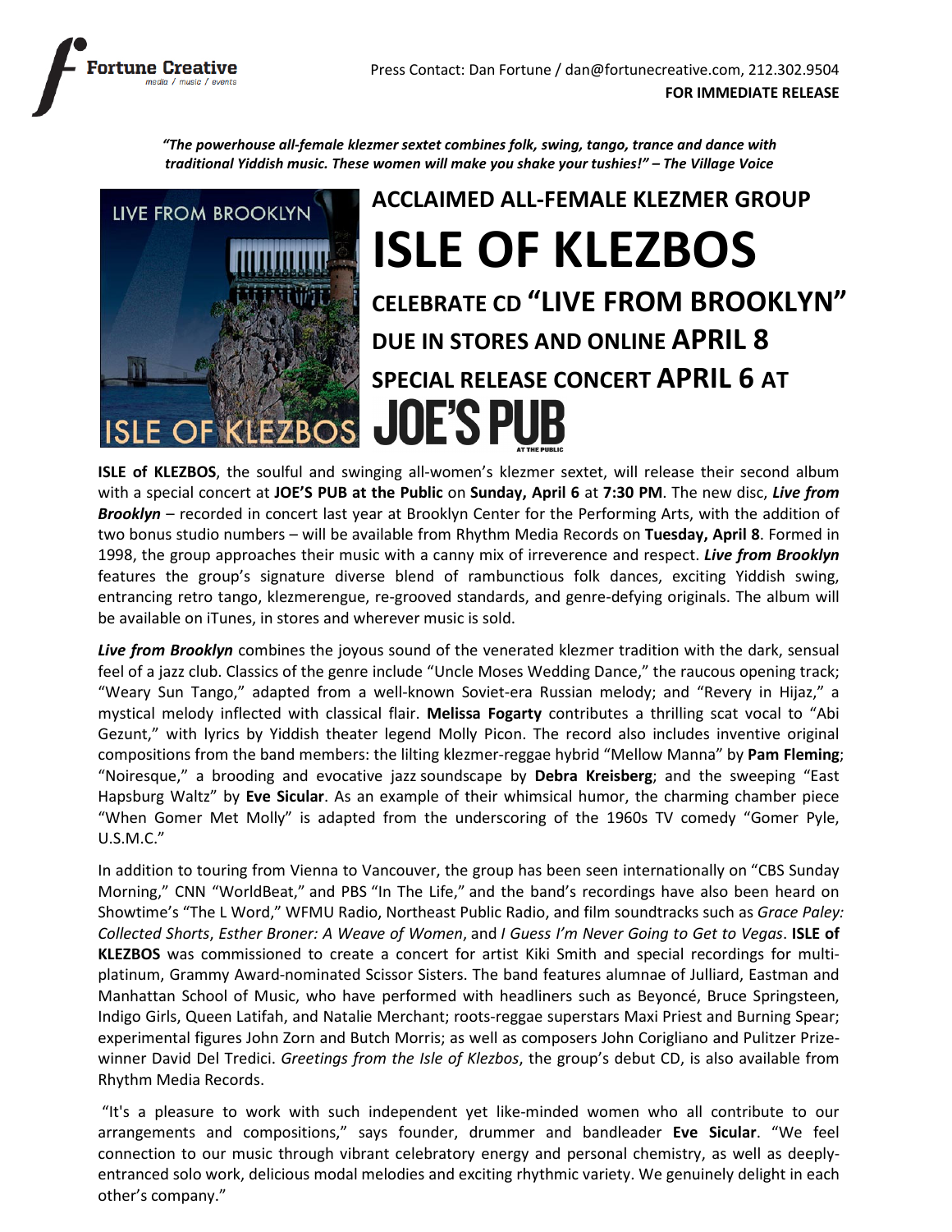Fortune Creative
media / music / events

Press Contact: Dan Fortune / dan@fortunecreative.com, 212.302.9504

**FOR IMMEDIATE RELEASE**

***"The powerhouse all-female klezmer sextet combines folk, swing, tango, trance and dance with traditional Yiddish music. These women will make you shake your tushies!" – The Village Voice***

## ACCLAIMED ALL-FEMALE KLEZMER GROUP

# ISLE OF KLEZBOS

## CELEBRATE CD "LIVE FROM BROOKLYN"

## DUE IN STORES AND ONLINE APRIL 8

## SPECIAL RELEASE CONCERT APRIL 6 AT JOE'S PUB AT THE PUBLIC

**ISLE of KLEZBOS**, the soulful and swinging all-women's klezmer sextet, will release their second album with a special concert at **JOE'S PUB at the Public** on **Sunday, April 6** at **7:30 PM**. The new disc, ***Live from Brooklyn*** – recorded in concert last year at Brooklyn Center for the Performing Arts, with the addition of two bonus studio numbers – will be available from Rhythm Media Records on **Tuesday, April 8**. Formed in 1998, the group approaches their music with a canny mix of irreverence and respect. ***Live from Brooklyn*** features the group's signature diverse blend of rambunctious folk dances, exciting Yiddish swing, entrancing retro tango, klezmerengue, re-grooved standards, and genre-defying originals. The album will be available on iTunes, in stores and wherever music is sold.

***Live from Brooklyn*** combines the joyous sound of the venerated klezmer tradition with the dark, sensual feel of a jazz club. Classics of the genre include "Uncle Moses Wedding Dance," the raucous opening track; "Weary Sun Tango," adapted from a well-known Soviet-era Russian melody; and "Revery in Hijaz," a mystical melody inflected with classical flair. **Melissa Fogarty** contributes a thrilling scat vocal to "Abi Gezunt," with lyrics by Yiddish theater legend Molly Picon. The record also includes inventive original compositions from the band members: the lilting klezmer-reggae hybrid "Mellow Manna" by **Pam Fleming**; "Noiresque," a brooding and evocative jazz soundscape by **Debra Kreisberg**; and the sweeping "East Hapsburg Waltz" by **Eve Sicular**. As an example of their whimsical humor, the charming chamber piece "When Gomer Met Molly" is adapted from the underscoring of the 1960s TV comedy "Gomer Pyle, U.S.M.C."

In addition to touring from Vienna to Vancouver, the group has been seen internationally on "CBS Sunday Morning," CNN "WorldBeat," and PBS "In The Life," and the band's recordings have also been heard on Showtime's "The L Word," WFMU Radio, Northeast Public Radio, and film soundtracks such as *Grace Paley: Collected Shorts*, *Esther Broner: A Weave of Women*, and *I Guess I'm Never Going to Get to Vegas*. **ISLE of KLEZBOS** was commissioned to create a concert for artist Kiki Smith and special recordings for multi-platinum, Grammy Award-nominated Scissor Sisters. The band features alumnae of Julliard, Eastman and Manhattan School of Music, who have performed with headliners such as Beyoncé, Bruce Springsteen, Indigo Girls, Queen Latifah, and Natalie Merchant; roots-reggae superstars Maxi Priest and Burning Spear; experimental figures John Zorn and Butch Morris; as well as composers John Corigliano and Pulitzer Prize-winner David Del Tredici. *Greetings from the Isle of Klezbos*, the group's debut CD, is also available from Rhythm Media Records.

"It's a pleasure to work with such independent yet like-minded women who all contribute to our arrangements and compositions," says founder, drummer and bandleader **Eve Sicular**. "We feel connection to our music through vibrant celebratory energy and personal chemistry, as well as deeply-entranced solo work, delicious modal melodies and exciting rhythmic variety. We genuinely delight in each other's company."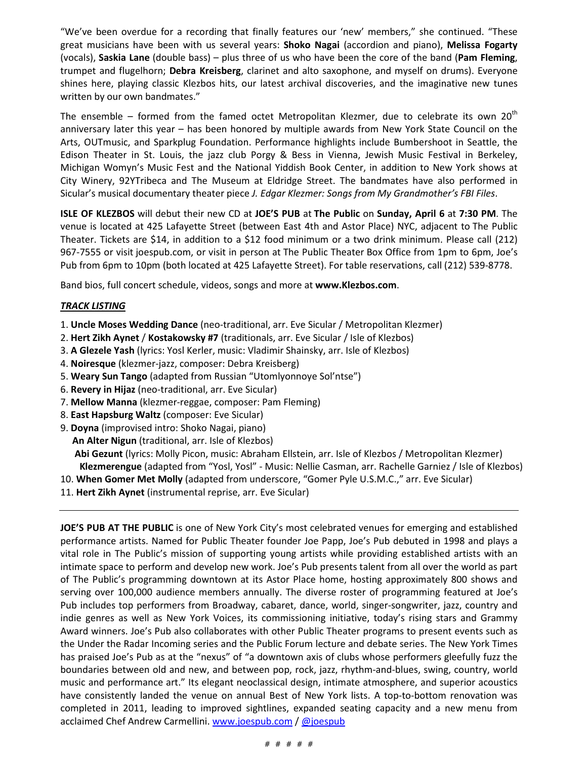"We've been overdue for a recording that finally features our 'new' members," she continued. "These great musicians have been with us several years: **Shoko Nagai** (accordion and piano), **Melissa Fogarty** (vocals), **Saskia Lane** (double bass) – plus three of us who have been the core of the band (**Pam Fleming**, trumpet and flugelhorn; **Debra Kreisberg**, clarinet and alto saxophone, and myself on drums). Everyone shines here, playing classic Klezbos hits, our latest archival discoveries, and the imaginative new tunes written by our own bandmates."

The ensemble – formed from the famed octet Metropolitan Klezmer, due to celebrate its own 20th anniversary later this year – has been honored by multiple awards from New York State Council on the Arts, OUTmusic, and Sparkplug Foundation. Performance highlights include Bumbershoot in Seattle, the Edison Theater in St. Louis, the jazz club Porgy & Bess in Vienna, Jewish Music Festival in Berkeley, Michigan Womyn's Music Fest and the National Yiddish Book Center, in addition to New York shows at City Winery, 92YTribeca and The Museum at Eldridge Street. The bandmates have also performed in Sicular's musical documentary theater piece *J. Edgar Klezmer: Songs from My Grandmother's FBI Files*.

**ISLE OF KLEZBOS** will debut their new CD at **JOE'S PUB** at **The Public** on **Sunday, April 6** at **7:30 PM**. The venue is located at 425 Lafayette Street (between East 4th and Astor Place) NYC, adjacent to The Public Theater. Tickets are $14, in addition to a $12 food minimum or a two drink minimum. Please call (212) 967-7555 or visit joespub.com, or visit in person at The Public Theater Box Office from 1pm to 6pm, Joe's Pub from 6pm to 10pm (both located at 425 Lafayette Street). For table reservations, call (212) 539-8778.

Band bios, full concert schedule, videos, songs and more at **www.Klezbos.com**.

***TRACK LISTING***

1. **Uncle Moses Wedding Dance** (neo-traditional, arr. Eve Sicular / Metropolitan Klezmer)
2. **Hert Zikh Aynet** / **Kostakowsky #7** (traditionals, arr. Eve Sicular / Isle of Klezbos)
3. **A Glezele Yash** (lyrics: Yosl Kerler, music: Vladimir Shainsky, arr. Isle of Klezbos)
4. **Noiresque** (klezmer-jazz, composer: Debra Kreisberg)
5. **Weary Sun Tango** (adapted from Russian "Utomlyonnoye Sol'ntse")
6. **Revery in Hijaz** (neo-traditional, arr. Eve Sicular)
7. **Mellow Manna** (klezmer-reggae, composer: Pam Fleming)
8. **East Hapsburg Waltz** (composer: Eve Sicular)
9. **Doyna** (improvised intro: Shoko Nagai, piano)
   **An Alter Nigun** (traditional, arr. Isle of Klezbos)
   **Abi Gezunt** (lyrics: Molly Picon, music: Abraham Ellstein, arr. Isle of Klezbos / Metropolitan Klezmer)
   **Klezmerengue** (adapted from "Yosl, Yosl" - Music: Nellie Casman, arr. Rachelle Garniez / Isle of Klezbos)
10. **When Gomer Met Molly** (adapted from underscore, "Gomer Pyle U.S.M.C.," arr. Eve Sicular)
11. **Hert Zikh Aynet** (instrumental reprise, arr. Eve Sicular)

---

**JOE'S PUB AT THE PUBLIC** is one of New York City's most celebrated venues for emerging and established performance artists. Named for Public Theater founder Joe Papp, Joe's Pub debuted in 1998 and plays a vital role in The Public's mission of supporting young artists while providing established artists with an intimate space to perform and develop new work. Joe's Pub presents talent from all over the world as part of The Public's programming downtown at its Astor Place home, hosting approximately 800 shows and serving over 100,000 audience members annually. The diverse roster of programming featured at Joe's Pub includes top performers from Broadway, cabaret, dance, world, singer-songwriter, jazz, country and indie genres as well as New York Voices, its commissioning initiative, today's rising stars and Grammy Award winners. Joe's Pub also collaborates with other Public Theater programs to present events such as the Under the Radar Incoming series and the Public Forum lecture and debate series. The New York Times has praised Joe's Pub as at the "nexus" of "a downtown axis of clubs whose performers gleefully fuzz the boundaries between old and new, and between pop, rock, jazz, rhythm-and-blues, swing, country, world music and performance art." Its elegant neoclassical design, intimate atmosphere, and superior acoustics have consistently landed the venue on annual Best of New York lists. A top-to-bottom renovation was completed in 2011, leading to improved sightlines, expanded seating capacity and a new menu from acclaimed Chef Andrew Carmellini. www.joespub.com / @joespub

# # # # #